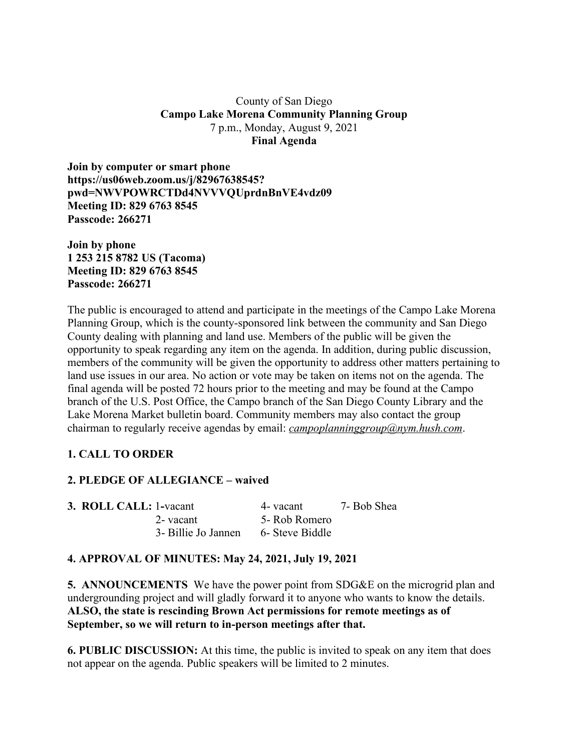County of San Diego
**Campo Lake Morena Community Planning Group**
7 p.m., Monday, August 9, 2021
**Final Agenda**

**Join by computer or smart phone**
**https://us06web.zoom.us/j/82967638545?pwd=NWVPOWRCTDd4NVVVQUprdnBnVE4vdz09**
**Meeting ID: 829 6763 8545**
**Passcode: 266271**

**Join by phone**
**1 253 215 8782 US (Tacoma)**
**Meeting ID: 829 6763 8545**
**Passcode: 266271**

The public is encouraged to attend and participate in the meetings of the Campo Lake Morena Planning Group, which is the county-sponsored link between the community and San Diego County dealing with planning and land use. Members of the public will be given the opportunity to speak regarding any item on the agenda. In addition, during public discussion, members of the community will be given the opportunity to address other matters pertaining to land use issues in our area. No action or vote may be taken on items not on the agenda. The final agenda will be posted 72 hours prior to the meeting and may be found at the Campo branch of the U.S. Post Office, the Campo branch of the San Diego County Library and the Lake Morena Market bulletin board. Community members may also contact the group chairman to regularly receive agendas by email: *campoplanninggroup@nym.hush.com*.

**1. CALL TO ORDER**

**2. PLEDGE OF ALLEGIANCE – waived**

**3. ROLL CALL:**

| | | |
|---|---|---|
| 1-vacant | 4- vacant | 7- Bob Shea |
| 2- vacant | 5- Rob Romero | |
| 3- Billie Jo Jannen | 6- Steve Biddle | |

**4. APPROVAL OF MINUTES: May 24, 2021, July 19, 2021**

**5. ANNOUNCEMENTS** We have the power point from SDG&E on the microgrid plan and undergrounding project and will gladly forward it to anyone who wants to know the details. **ALSO, the state is rescinding Brown Act permissions for remote meetings as of September, so we will return to in-person meetings after that.**

**6. PUBLIC DISCUSSION:** At this time, the public is invited to speak on any item that does not appear on the agenda. Public speakers will be limited to 2 minutes.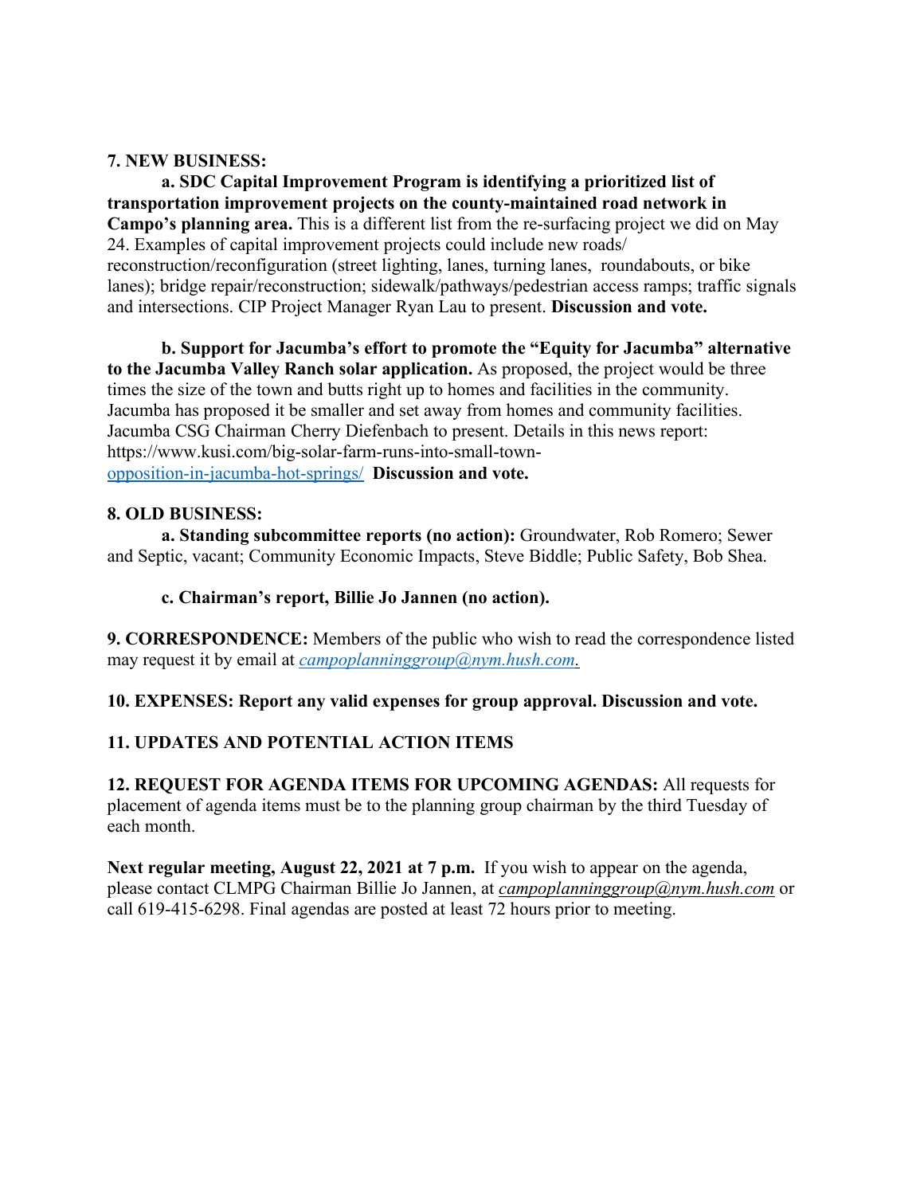**7. NEW BUSINESS:**

**a. SDC Capital Improvement Program is identifying a prioritized list of transportation improvement projects on the county-maintained road network in Campo's planning area.** This is a different list from the re-surfacing project we did on May 24. Examples of capital improvement projects could include new roads/ reconstruction/reconfiguration (street lighting, lanes, turning lanes, roundabouts, or bike lanes); bridge repair/reconstruction; sidewalk/pathways/pedestrian access ramps; traffic signals and intersections. CIP Project Manager Ryan Lau to present. **Discussion and vote.**

**b. Support for Jacumba's effort to promote the "Equity for Jacumba" alternative to the Jacumba Valley Ranch solar application.** As proposed, the project would be three times the size of the town and butts right up to homes and facilities in the community. Jacumba has proposed it be smaller and set away from homes and community facilities. Jacumba CSG Chairman Cherry Diefenbach to present. Details in this news report: https://www.kusi.com/big-solar-farm-runs-into-small-town-opposition-in-jacumba-hot-springs/ **Discussion and vote.**

**8. OLD BUSINESS:**

**a. Standing subcommittee reports (no action):** Groundwater, Rob Romero; Sewer and Septic, vacant; Community Economic Impacts, Steve Biddle; Public Safety, Bob Shea.

**c. Chairman's report, Billie Jo Jannen (no action).**

**9. CORRESPONDENCE:** Members of the public who wish to read the correspondence listed may request it by email at *campoplanninggroup@nym.hush.com.*

**10. EXPENSES: Report any valid expenses for group approval. Discussion and vote.**

**11. UPDATES AND POTENTIAL ACTION ITEMS**

**12. REQUEST FOR AGENDA ITEMS FOR UPCOMING AGENDAS:** All requests for placement of agenda items must be to the planning group chairman by the third Tuesday of each month.

**Next regular meeting, August 22, 2021 at 7 p.m.** If you wish to appear on the agenda, please contact CLMPG Chairman Billie Jo Jannen, at *campoplanninggroup@nym.hush.com* or call 619-415-6298. Final agendas are posted at least 72 hours prior to meeting.